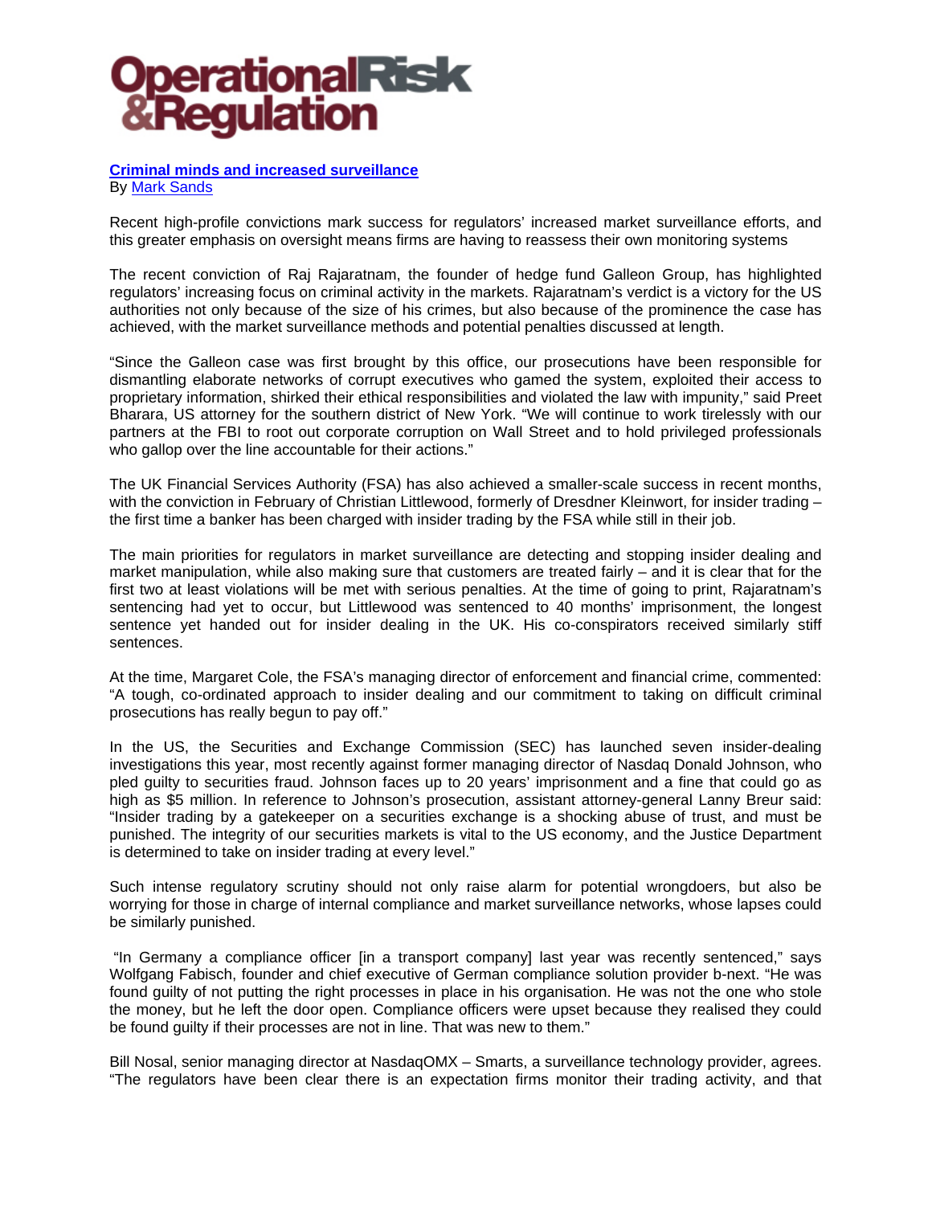# Operational Risk & Regulation

## [Criminal minds and increased surveillance](#)

By [Mark Sands](#)

Recent high-profile convictions mark success for regulators' increased market surveillance efforts, and this greater emphasis on oversight means firms are having to reassess their own monitoring systems

The recent conviction of Raj Rajaratnam, the founder of hedge fund Galleon Group, has highlighted regulators' increasing focus on criminal activity in the markets. Rajaratnam's verdict is a victory for the US authorities not only because of the size of his crimes, but also because of the prominence the case has achieved, with the market surveillance methods and potential penalties discussed at length.

"Since the Galleon case was first brought by this office, our prosecutions have been responsible for dismantling elaborate networks of corrupt executives who gamed the system, exploited their access to proprietary information, shirked their ethical responsibilities and violated the law with impunity," said Preet Bharara, US attorney for the southern district of New York. "We will continue to work tirelessly with our partners at the FBI to root out corporate corruption on Wall Street and to hold privileged professionals who gallop over the line accountable for their actions."

The UK Financial Services Authority (FSA) has also achieved a smaller-scale success in recent months, with the conviction in February of Christian Littlewood, formerly of Dresdner Kleinwort, for insider trading – the first time a banker has been charged with insider trading by the FSA while still in their job.

The main priorities for regulators in market surveillance are detecting and stopping insider dealing and market manipulation, while also making sure that customers are treated fairly – and it is clear that for the first two at least violations will be met with serious penalties. At the time of going to print, Rajaratnam's sentencing had yet to occur, but Littlewood was sentenced to 40 months' imprisonment, the longest sentence yet handed out for insider dealing in the UK. His co-conspirators received similarly stiff sentences.

At the time, Margaret Cole, the FSA's managing director of enforcement and financial crime, commented: "A tough, co-ordinated approach to insider dealing and our commitment to taking on difficult criminal prosecutions has really begun to pay off."

In the US, the Securities and Exchange Commission (SEC) has launched seven insider-dealing investigations this year, most recently against former managing director of Nasdaq Donald Johnson, who pled guilty to securities fraud. Johnson faces up to 20 years' imprisonment and a fine that could go as high as $5 million. In reference to Johnson's prosecution, assistant attorney-general Lanny Breur said: "Insider trading by a gatekeeper on a securities exchange is a shocking abuse of trust, and must be punished. The integrity of our securities markets is vital to the US economy, and the Justice Department is determined to take on insider trading at every level."

Such intense regulatory scrutiny should not only raise alarm for potential wrongdoers, but also be worrying for those in charge of internal compliance and market surveillance networks, whose lapses could be similarly punished.

"In Germany a compliance officer [in a transport company] last year was recently sentenced," says Wolfgang Fabisch, founder and chief executive of German compliance solution provider b-next. "He was found guilty of not putting the right processes in place in his organisation. He was not the one who stole the money, but he left the door open. Compliance officers were upset because they realised they could be found guilty if their processes are not in line. That was new to them."

Bill Nosal, senior managing director at NasdaqOMX – Smarts, a surveillance technology provider, agrees. "The regulators have been clear there is an expectation firms monitor their trading activity, and that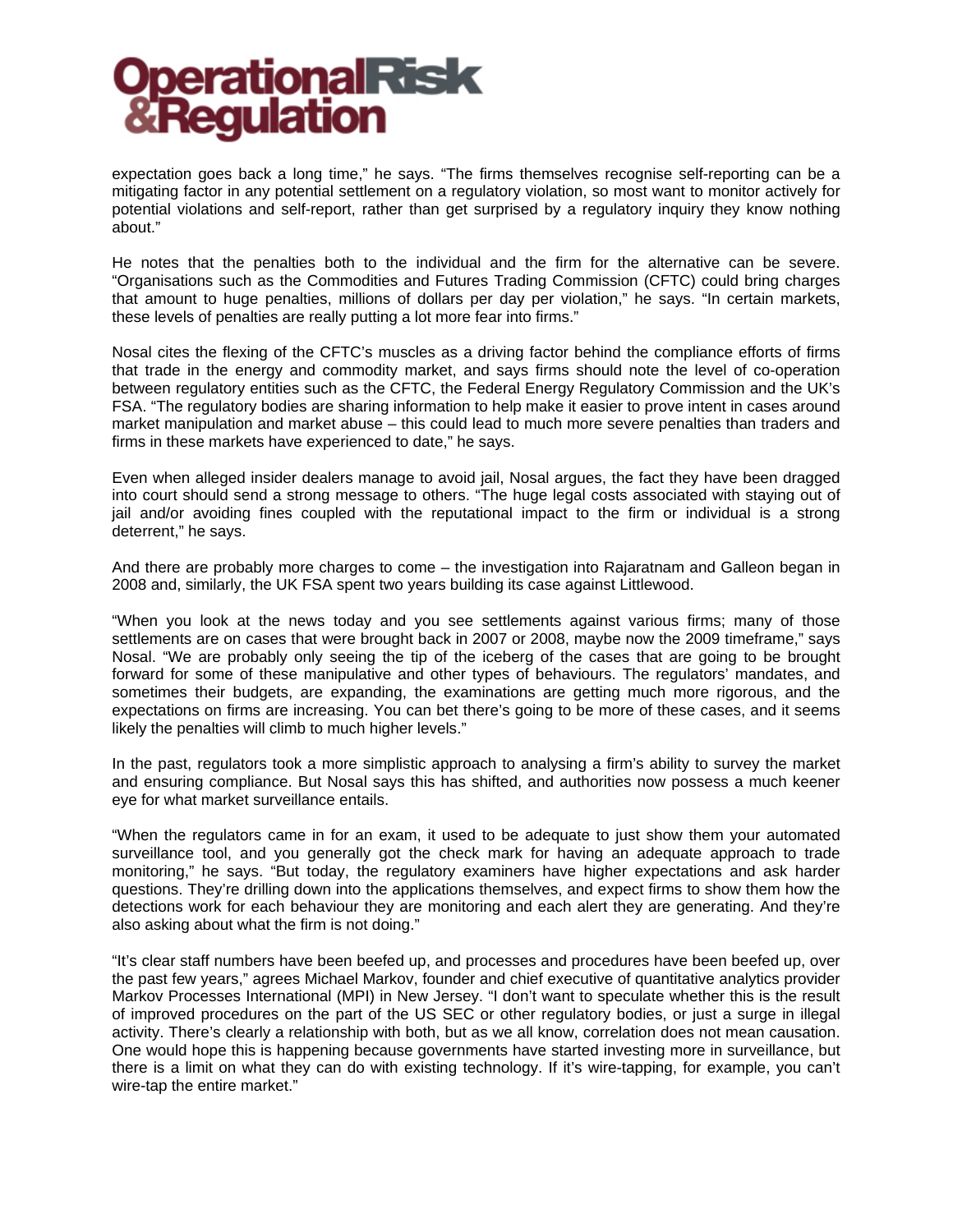expectation goes back a long time," he says. "The firms themselves recognise self-reporting can be a mitigating factor in any potential settlement on a regulatory violation, so most want to monitor actively for potential violations and self-report, rather than get surprised by a regulatory inquiry they know nothing about."

He notes that the penalties both to the individual and the firm for the alternative can be severe. "Organisations such as the Commodities and Futures Trading Commission (CFTC) could bring charges that amount to huge penalties, millions of dollars per day per violation," he says. "In certain markets, these levels of penalties are really putting a lot more fear into firms."

Nosal cites the flexing of the CFTC's muscles as a driving factor behind the compliance efforts of firms that trade in the energy and commodity market, and says firms should note the level of co-operation between regulatory entities such as the CFTC, the Federal Energy Regulatory Commission and the UK's FSA. "The regulatory bodies are sharing information to help make it easier to prove intent in cases around market manipulation and market abuse – this could lead to much more severe penalties than traders and firms in these markets have experienced to date," he says.

Even when alleged insider dealers manage to avoid jail, Nosal argues, the fact they have been dragged into court should send a strong message to others. "The huge legal costs associated with staying out of jail and/or avoiding fines coupled with the reputational impact to the firm or individual is a strong deterrent," he says.

And there are probably more charges to come – the investigation into Rajaratnam and Galleon began in 2008 and, similarly, the UK FSA spent two years building its case against Littlewood.

"When you look at the news today and you see settlements against various firms; many of those settlements are on cases that were brought back in 2007 or 2008, maybe now the 2009 timeframe," says Nosal. "We are probably only seeing the tip of the iceberg of the cases that are going to be brought forward for some of these manipulative and other types of behaviours. The regulators' mandates, and sometimes their budgets, are expanding, the examinations are getting much more rigorous, and the expectations on firms are increasing. You can bet there's going to be more of these cases, and it seems likely the penalties will climb to much higher levels."

In the past, regulators took a more simplistic approach to analysing a firm's ability to survey the market and ensuring compliance. But Nosal says this has shifted, and authorities now possess a much keener eye for what market surveillance entails.

"When the regulators came in for an exam, it used to be adequate to just show them your automated surveillance tool, and you generally got the check mark for having an adequate approach to trade monitoring," he says. "But today, the regulatory examiners have higher expectations and ask harder questions. They're drilling down into the applications themselves, and expect firms to show them how the detections work for each behaviour they are monitoring and each alert they are generating. And they're also asking about what the firm is not doing."

"It's clear staff numbers have been beefed up, and processes and procedures have been beefed up, over the past few years," agrees Michael Markov, founder and chief executive of quantitative analytics provider Markov Processes International (MPI) in New Jersey. "I don't want to speculate whether this is the result of improved procedures on the part of the US SEC or other regulatory bodies, or just a surge in illegal activity. There's clearly a relationship with both, but as we all know, correlation does not mean causation. One would hope this is happening because governments have started investing more in surveillance, but there is a limit on what they can do with existing technology. If it's wire-tapping, for example, you can't wire-tap the entire market."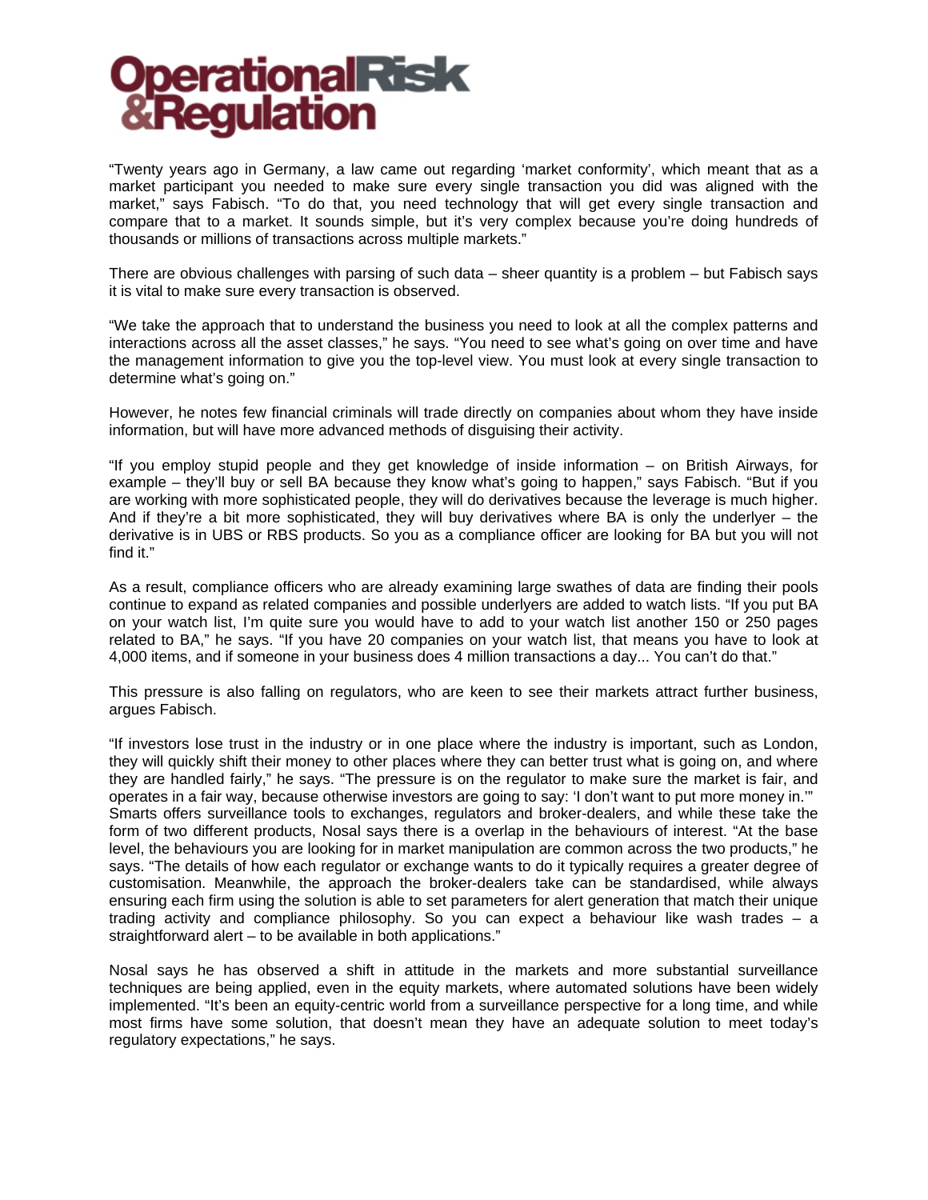“Twenty years ago in Germany, a law came out regarding ‘market conformity’, which meant that as a market participant you needed to make sure every single transaction you did was aligned with the market,” says Fabisch. “To do that, you need technology that will get every single transaction and compare that to a market. It sounds simple, but it’s very complex because you’re doing hundreds of thousands or millions of transactions across multiple markets.”

There are obvious challenges with parsing of such data – sheer quantity is a problem – but Fabisch says it is vital to make sure every transaction is observed.

“We take the approach that to understand the business you need to look at all the complex patterns and interactions across all the asset classes,” he says. “You need to see what’s going on over time and have the management information to give you the top-level view. You must look at every single transaction to determine what’s going on.”

However, he notes few financial criminals will trade directly on companies about whom they have inside information, but will have more advanced methods of disguising their activity.

“If you employ stupid people and they get knowledge of inside information – on British Airways, for example – they’ll buy or sell BA because they know what’s going to happen,” says Fabisch. “But if you are working with more sophisticated people, they will do derivatives because the leverage is much higher. And if they’re a bit more sophisticated, they will buy derivatives where BA is only the underlyer – the derivative is in UBS or RBS products. So you as a compliance officer are looking for BA but you will not find it.”

As a result, compliance officers who are already examining large swathes of data are finding their pools continue to expand as related companies and possible underlyers are added to watch lists. “If you put BA on your watch list, I’m quite sure you would have to add to your watch list another 150 or 250 pages related to BA,” he says. “If you have 20 companies on your watch list, that means you have to look at 4,000 items, and if someone in your business does 4 million transactions a day... You can’t do that.”

This pressure is also falling on regulators, who are keen to see their markets attract further business, argues Fabisch.

“If investors lose trust in the industry or in one place where the industry is important, such as London, they will quickly shift their money to other places where they can better trust what is going on, and where they are handled fairly,” he says. “The pressure is on the regulator to make sure the market is fair, and operates in a fair way, because otherwise investors are going to say: ‘I don’t want to put more money in.’”
Smarts offers surveillance tools to exchanges, regulators and broker-dealers, and while these take the form of two different products, Nosal says there is a overlap in the behaviours of interest. “At the base level, the behaviours you are looking for in market manipulation are common across the two products,” he says. “The details of how each regulator or exchange wants to do it typically requires a greater degree of customisation. Meanwhile, the approach the broker-dealers take can be standardised, while always ensuring each firm using the solution is able to set parameters for alert generation that match their unique trading activity and compliance philosophy. So you can expect a behaviour like wash trades – a straightforward alert – to be available in both applications.”

Nosal says he has observed a shift in attitude in the markets and more substantial surveillance techniques are being applied, even in the equity markets, where automated solutions have been widely implemented. “It’s been an equity-centric world from a surveillance perspective for a long time, and while most firms have some solution, that doesn’t mean they have an adequate solution to meet today’s regulatory expectations,” he says.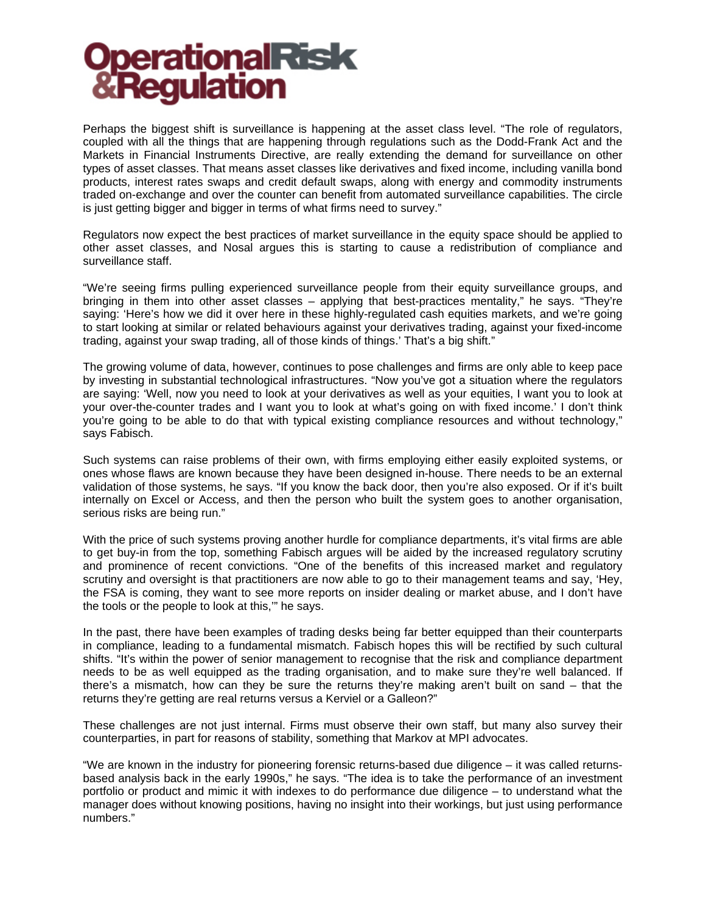Perhaps the biggest shift is surveillance is happening at the asset class level. "The role of regulators, coupled with all the things that are happening through regulations such as the Dodd-Frank Act and the Markets in Financial Instruments Directive, are really extending the demand for surveillance on other types of asset classes. That means asset classes like derivatives and fixed income, including vanilla bond products, interest rates swaps and credit default swaps, along with energy and commodity instruments traded on-exchange and over the counter can benefit from automated surveillance capabilities. The circle is just getting bigger and bigger in terms of what firms need to survey."

Regulators now expect the best practices of market surveillance in the equity space should be applied to other asset classes, and Nosal argues this is starting to cause a redistribution of compliance and surveillance staff.

"We're seeing firms pulling experienced surveillance people from their equity surveillance groups, and bringing in them into other asset classes – applying that best-practices mentality," he says. "They're saying: 'Here's how we did it over here in these highly-regulated cash equities markets, and we're going to start looking at similar or related behaviours against your derivatives trading, against your fixed-income trading, against your swap trading, all of those kinds of things.' That's a big shift."

The growing volume of data, however, continues to pose challenges and firms are only able to keep pace by investing in substantial technological infrastructures. "Now you've got a situation where the regulators are saying: 'Well, now you need to look at your derivatives as well as your equities, I want you to look at your over-the-counter trades and I want you to look at what's going on with fixed income.' I don't think you're going to be able to do that with typical existing compliance resources and without technology," says Fabisch.

Such systems can raise problems of their own, with firms employing either easily exploited systems, or ones whose flaws are known because they have been designed in-house. There needs to be an external validation of those systems, he says. "If you know the back door, then you're also exposed. Or if it's built internally on Excel or Access, and then the person who built the system goes to another organisation, serious risks are being run."

With the price of such systems proving another hurdle for compliance departments, it's vital firms are able to get buy-in from the top, something Fabisch argues will be aided by the increased regulatory scrutiny and prominence of recent convictions. "One of the benefits of this increased market and regulatory scrutiny and oversight is that practitioners are now able to go to their management teams and say, 'Hey, the FSA is coming, they want to see more reports on insider dealing or market abuse, and I don't have the tools or the people to look at this,'" he says.

In the past, there have been examples of trading desks being far better equipped than their counterparts in compliance, leading to a fundamental mismatch. Fabisch hopes this will be rectified by such cultural shifts. "It's within the power of senior management to recognise that the risk and compliance department needs to be as well equipped as the trading organisation, and to make sure they're well balanced. If there's a mismatch, how can they be sure the returns they're making aren't built on sand – that the returns they're getting are real returns versus a Kerviel or a Galleon?"

These challenges are not just internal. Firms must observe their own staff, but many also survey their counterparties, in part for reasons of stability, something that Markov at MPI advocates.

"We are known in the industry for pioneering forensic returns-based due diligence – it was called returns-based analysis back in the early 1990s," he says. "The idea is to take the performance of an investment portfolio or product and mimic it with indexes to do performance due diligence – to understand what the manager does without knowing positions, having no insight into their workings, but just using performance numbers."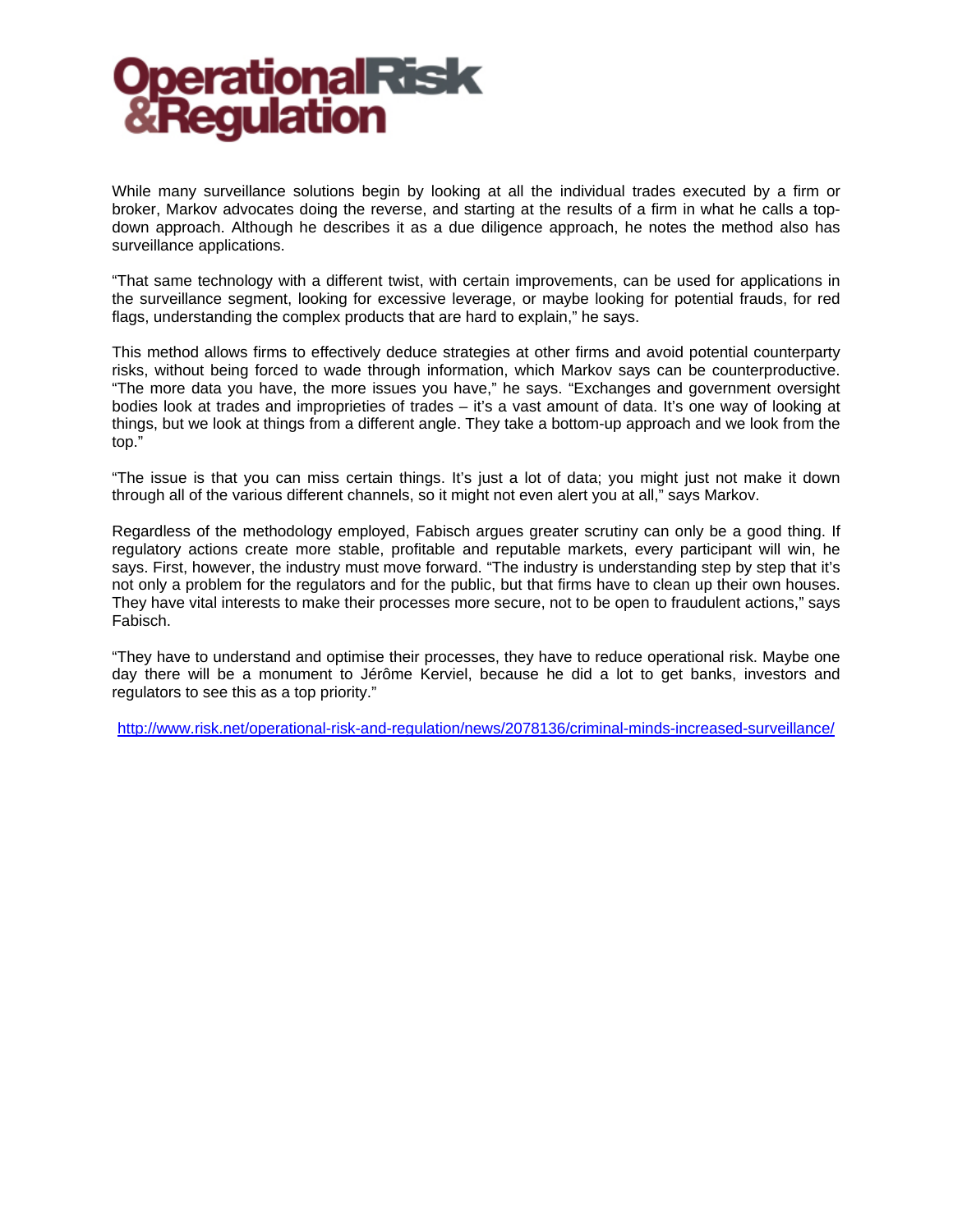While many surveillance solutions begin by looking at all the individual trades executed by a firm or broker, Markov advocates doing the reverse, and starting at the results of a firm in what he calls a top-down approach. Although he describes it as a due diligence approach, he notes the method also has surveillance applications.

"That same technology with a different twist, with certain improvements, can be used for applications in the surveillance segment, looking for excessive leverage, or maybe looking for potential frauds, for red flags, understanding the complex products that are hard to explain," he says.

This method allows firms to effectively deduce strategies at other firms and avoid potential counterparty risks, without being forced to wade through information, which Markov says can be counterproductive. "The more data you have, the more issues you have," he says. "Exchanges and government oversight bodies look at trades and improprieties of trades – it's a vast amount of data. It's one way of looking at things, but we look at things from a different angle. They take a bottom-up approach and we look from the top."

"The issue is that you can miss certain things. It's just a lot of data; you might just not make it down through all of the various different channels, so it might not even alert you at all," says Markov.

Regardless of the methodology employed, Fabisch argues greater scrutiny can only be a good thing. If regulatory actions create more stable, profitable and reputable markets, every participant will win, he says. First, however, the industry must move forward. "The industry is understanding step by step that it's not only a problem for the regulators and for the public, but that firms have to clean up their own houses. They have vital interests to make their processes more secure, not to be open to fraudulent actions," says Fabisch.

"They have to understand and optimise their processes, they have to reduce operational risk. Maybe one day there will be a monument to Jérôme Kerviel, because he did a lot to get banks, investors and regulators to see this as a top priority."

http://www.risk.net/operational-risk-and-regulation/news/2078136/criminal-minds-increased-surveillance/